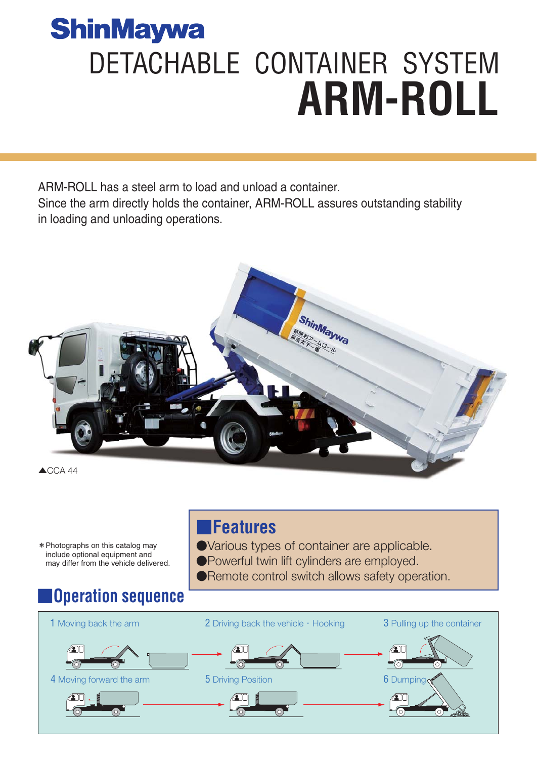ShinMaywa

# DETACHABLE CONTAINER SYSTEM
# ARM-ROLL

ARM-ROLL has a steel arm to load and unload a container.
Since the arm directly holds the container, ARM-ROLL assures outstanding stability in loading and unloading operations.

▲CCA 44

＊Photographs on this catalog may include optional equipment and may differ from the vehicle delivered.

## Features

- Various types of container are applicable.
- Powerful twin lift cylinders are employed.
- Remote control switch allows safety operation.

## Operation sequence

1. Moving back the arm
2. Driving back the vehicle · Hooking
3. Pulling up the container
4. Moving forward the arm
5. Driving Position
6. Dumping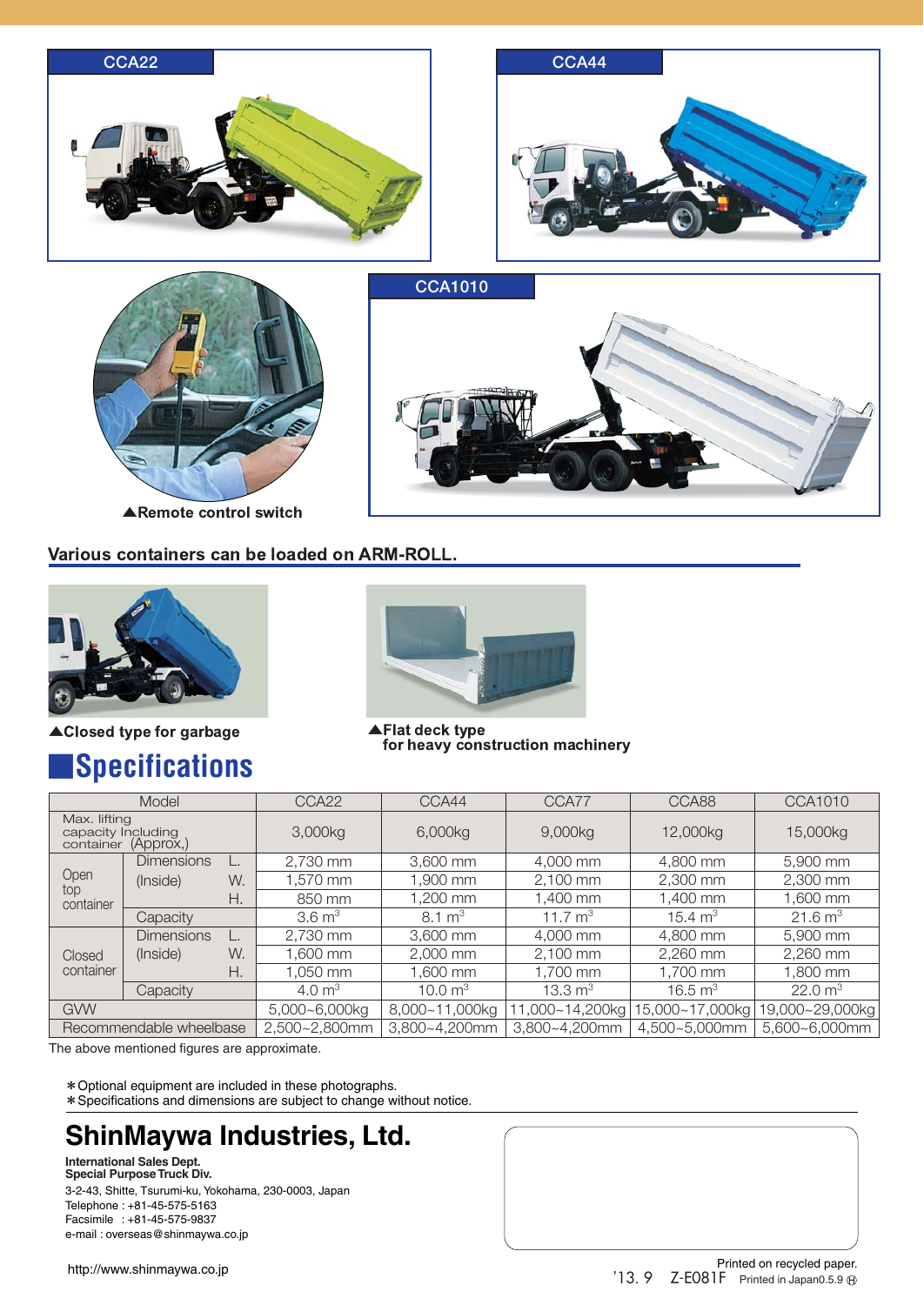CCA22

CCA44

▲Remote control switch

CCA1010

## Various containers can be loaded on ARM-ROLL.

▲Closed type for garbage

▲Flat deck type
for heavy construction machinery

## Specifications

| Model | | | CCA22 | CCA44 | CCA77 | CCA88 | CCA1010 |
|---|---|---|---|---|---|---|---|
| Max. lifting capacity Including container (Approx,) | | | 3,000kg | 6,000kg | 9,000kg | 12,000kg | 15,000kg |
| Open top container | Dimensions (Inside) | L. | 2,730 mm | 3,600 mm | 4,000 mm | 4,800 mm | 5,900 mm |
| | | W. | 1,570 mm | 1,900 mm | 2,100 mm | 2,300 mm | 2,300 mm |
| | | H. | 850 mm | 1,200 mm | 1,400 mm | 1,400 mm | 1,600 mm |
| | Capacity | | 3.6 $m^3$ | 8.1 $m^3$ | 11.7 $m^3$ | 15.4 $m^3$ | 21.6 $m^3$ |
| Closed container | Dimensions (Inside) | L. | 2,730 mm | 3,600 mm | 4,000 mm | 4,800 mm | 5,900 mm |
| | | W. | 1,600 mm | 2,000 mm | 2,100 mm | 2,260 mm | 2,260 mm |
| | | H. | 1,050 mm | 1,600 mm | 1,700 mm | 1,700 mm | 1,800 mm |
| | Capacity | | 4.0 $m^3$ | 10.0 $m^3$ | 13.3 $m^3$ | 16.5 $m^3$ | 22.0 $m^3$ |
| GVW | | | 5,000~6,000kg | 8,000~11,000kg | 11,000~14,200kg | 15,000~17,000kg | 19,000~29,000kg |
| Recommendable wheelbase | | | 2,500~2,800mm | 3,800~4,200mm | 3,800~4,200mm | 4,500~5,000mm | 5,600~6,000mm |

The above mentioned figures are approximate.

＊Optional equipment are included in these photographs.
＊Specifications and dimensions are subject to change without notice.

# ShinMaywa Industries, Ltd.

**International Sales Dept.**
**Special Purpose Truck Div.**
3-2-43, Shitte, Tsurumi-ku, Yokohama, 230-0003, Japan
Telephone : +81-45-575-5163
Facsimile : +81-45-575-9837
e-mail : overseas@shinmaywa.co.jp

http://www.shinmaywa.co.jp

Printed on recycled paper.
'13. 9 Z-E081F Printed in Japan0.5.9